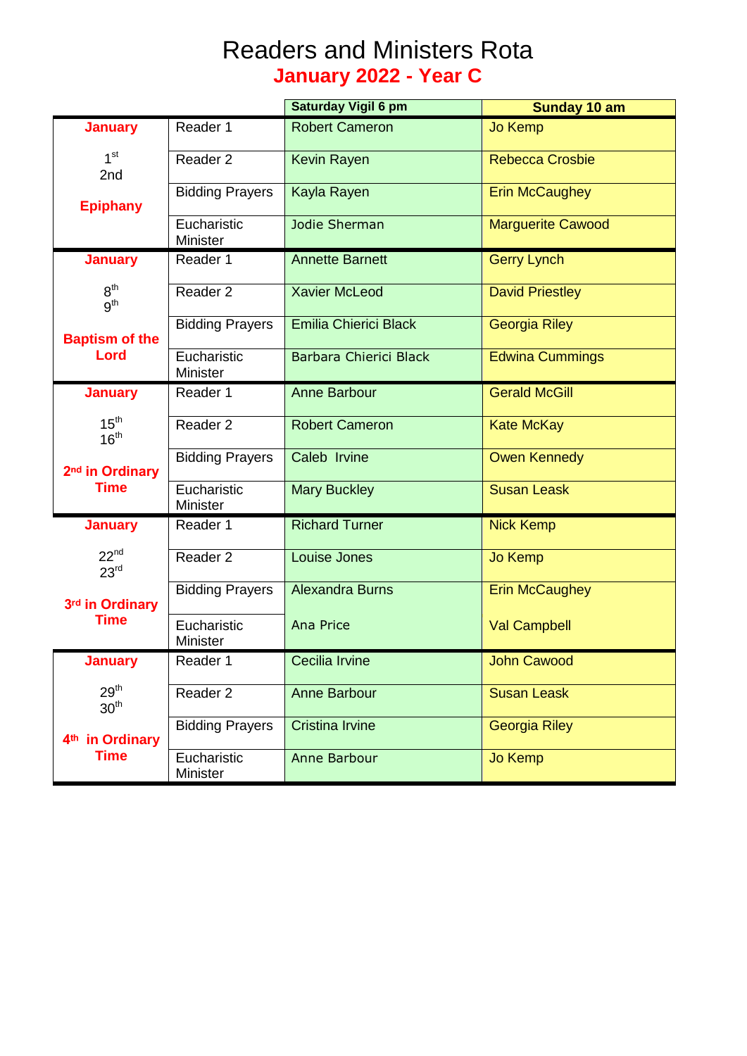# Readers and Ministers Rota

## January 2022 - Year C

| | | Saturday Vigil 6 pm | Sunday 10 am |
|---|---|---|---|
| **January** 1st 2nd **Epiphany** | Reader 1 | Robert Cameron | Jo Kemp |
| | Reader 2 | Kevin Rayen | Rebecca Crosbie |
| | Bidding Prayers | Kayla Rayen | Erin McCaughey |
| | Eucharistic Minister | Jodie Sherman | Marguerite Cawood |
| **January** 8th 9th **Baptism of the Lord** | Reader 1 | Annette Barnett | Gerry Lynch |
| | Reader 2 | Xavier McLeod | David Priestley |
| | Bidding Prayers | Emilia Chierici Black | Georgia Riley |
| | Eucharistic Minister | Barbara Chierici Black | Edwina Cummings |
| **January** 15th 16th **2nd in Ordinary Time** | Reader 1 | Anne Barbour | Gerald McGill |
| | Reader 2 | Robert Cameron | Kate McKay |
| | Bidding Prayers | Caleb Irvine | Owen Kennedy |
| | Eucharistic Minister | Mary Buckley | Susan Leask |
| **January** 22nd 23rd **3rd in Ordinary Time** | Reader 1 | Richard Turner | Nick Kemp |
| | Reader 2 | Louise Jones | Jo Kemp |
| | Bidding Prayers | Alexandra Burns | Erin McCaughey |
| | Eucharistic Minister | Ana Price | Val Campbell |
| **January** 29th 30th **4th in Ordinary Time** | Reader 1 | Cecilia Irvine | John Cawood |
| | Reader 2 | Anne Barbour | Susan Leask |
| | Bidding Prayers | Cristina Irvine | Georgia Riley |
| | Eucharistic Minister | Anne Barbour | Jo Kemp |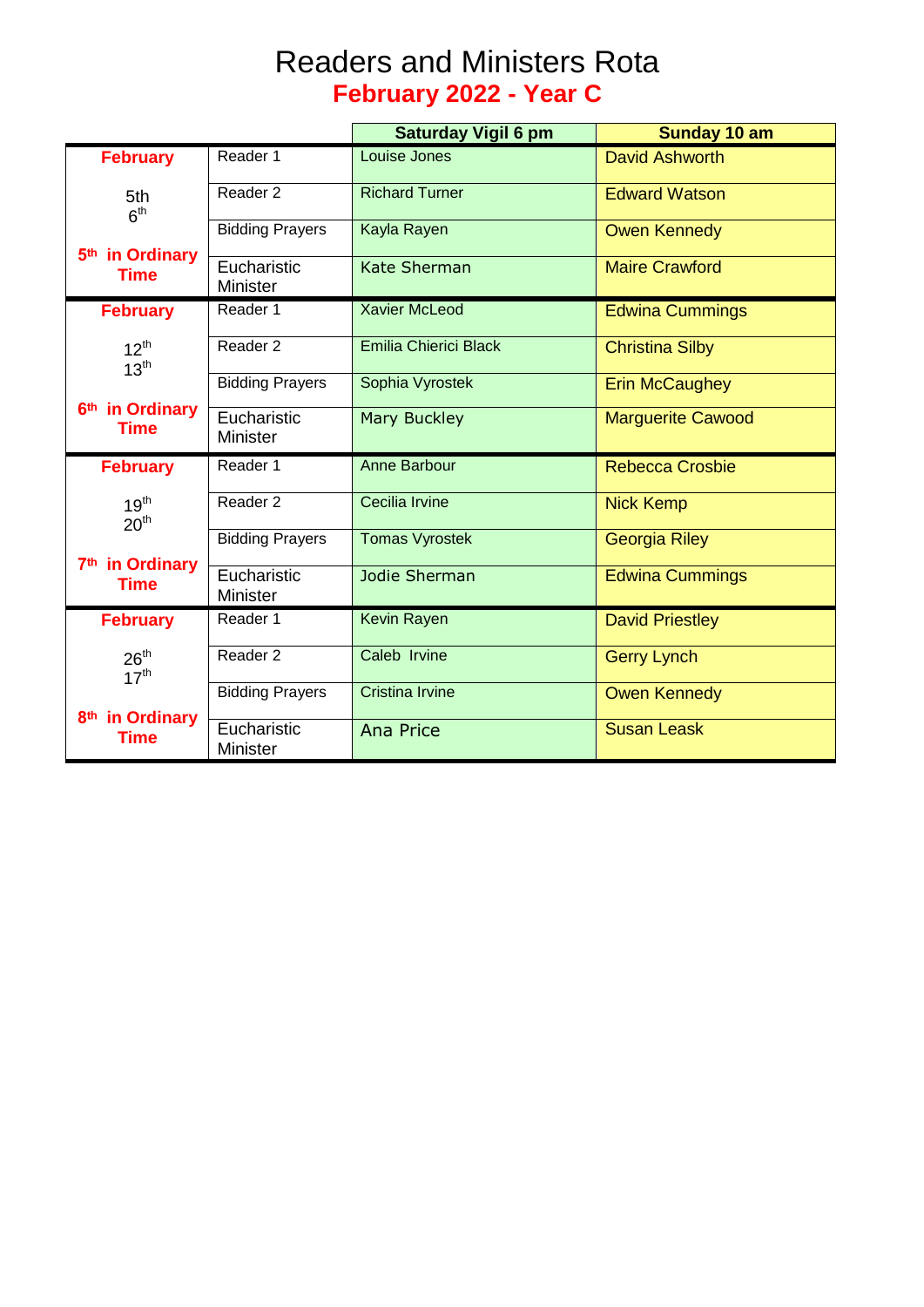# Readers and Ministers Rota

## February 2022 - Year C

| | | Saturday Vigil 6 pm | Sunday 10 am |
|---|---|---|---|
| **February** 5th 6th **5th in Ordinary Time** | Reader 1 | Louise Jones | David Ashworth |
| | Reader 2 | Richard Turner | Edward Watson |
| | Bidding Prayers | Kayla Rayen | Owen Kennedy |
| | Eucharistic Minister | Kate Sherman | Maire Crawford |
| **February** 12th 13th **6th in Ordinary Time** | Reader 1 | Xavier McLeod | Edwina Cummings |
| | Reader 2 | Emilia Chierici Black | Christina Silby |
| | Bidding Prayers | Sophia Vyrostek | Erin McCaughey |
| | Eucharistic Minister | Mary Buckley | Marguerite Cawood |
| **February** 19th 20th **7th in Ordinary Time** | Reader 1 | Anne Barbour | Rebecca Crosbie |
| | Reader 2 | Cecilia Irvine | Nick Kemp |
| | Bidding Prayers | Tomas Vyrostek | Georgia Riley |
| | Eucharistic Minister | Jodie Sherman | Edwina Cummings |
| **February** 26th 17th **8th in Ordinary Time** | Reader 1 | Kevin Rayen | David Priestley |
| | Reader 2 | Caleb Irvine | Gerry Lynch |
| | Bidding Prayers | Cristina Irvine | Owen Kennedy |
| | Eucharistic Minister | Ana Price | Susan Leask |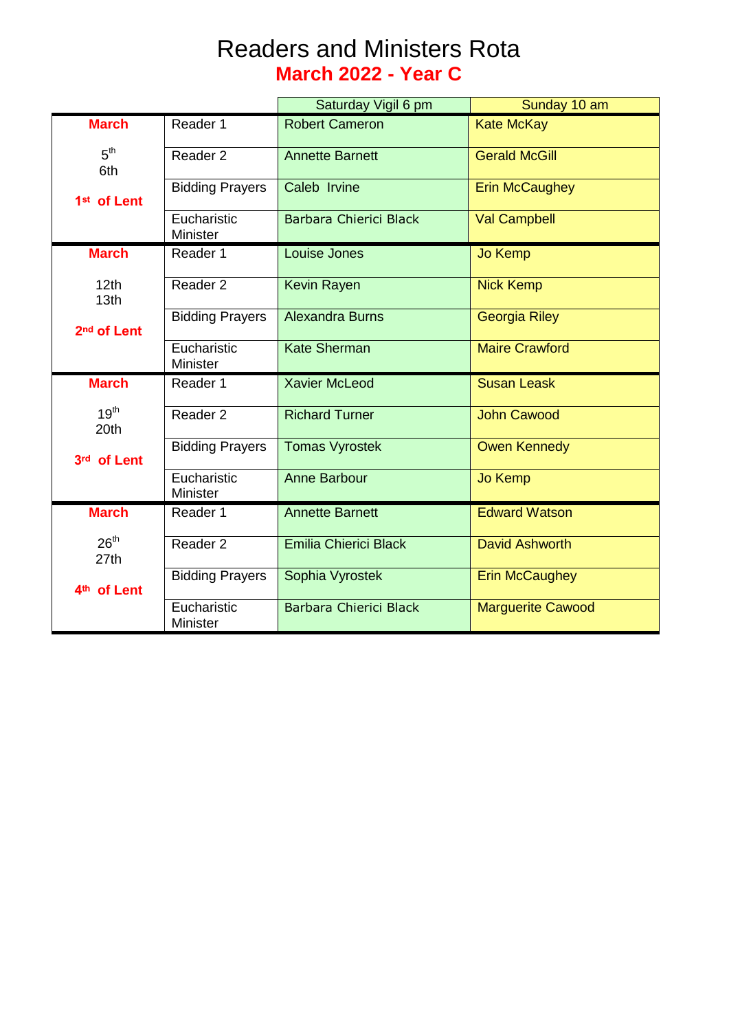# Readers and Ministers Rota

## March 2022 - Year C

| | | Saturday Vigil 6 pm | Sunday 10 am |
|---|---|---|---|
| **March** 5th 6th **1st of Lent** | Reader 1 | Robert Cameron | Kate McKay |
| | Reader 2 | Annette Barnett | Gerald McGill |
| | Bidding Prayers | Caleb Irvine | Erin McCaughey |
| | Eucharistic Minister | Barbara Chierici Black | Val Campbell |
| **March** 12th 13th **2nd of Lent** | Reader 1 | Louise Jones | Jo Kemp |
| | Reader 2 | Kevin Rayen | Nick Kemp |
| | Bidding Prayers | Alexandra Burns | Georgia Riley |
| | Eucharistic Minister | Kate Sherman | Maire Crawford |
| **March** 19th 20th **3rd of Lent** | Reader 1 | Xavier McLeod | Susan Leask |
| | Reader 2 | Richard Turner | John Cawood |
| | Bidding Prayers | Tomas Vyrostek | Owen Kennedy |
| | Eucharistic Minister | Anne Barbour | Jo Kemp |
| **March** 26th 27th **4th of Lent** | Reader 1 | Annette Barnett | Edward Watson |
| | Reader 2 | Emilia Chierici Black | David Ashworth |
| | Bidding Prayers | Sophia Vyrostek | Erin McCaughey |
| | Eucharistic Minister | Barbara Chierici Black | Marguerite Cawood |